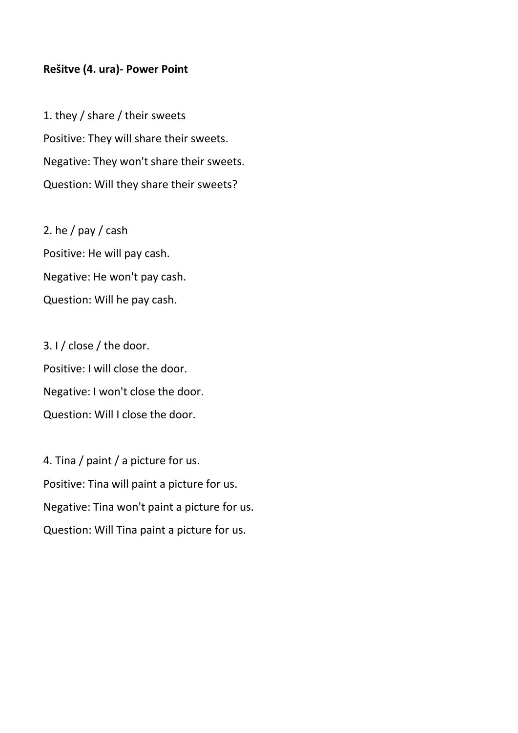**<u>Rešitve (4. ura)- Power Point</u>**

1. they / share / their sweets

Positive: They will share their sweets.

Negative: They won't share their sweets.

Question: Will they share their sweets?

2. he / pay / cash

Positive: He will pay cash.

Negative: He won't pay cash.

Question: Will he pay cash.

3. I / close / the door.

Positive: I will close the door.

Negative: I won't close the door.

Question: Will I close the door.

4. Tina / paint / a picture for us.

Positive: Tina will paint a picture for us.

Negative: Tina won't paint a picture for us.

Question: Will Tina paint a picture for us.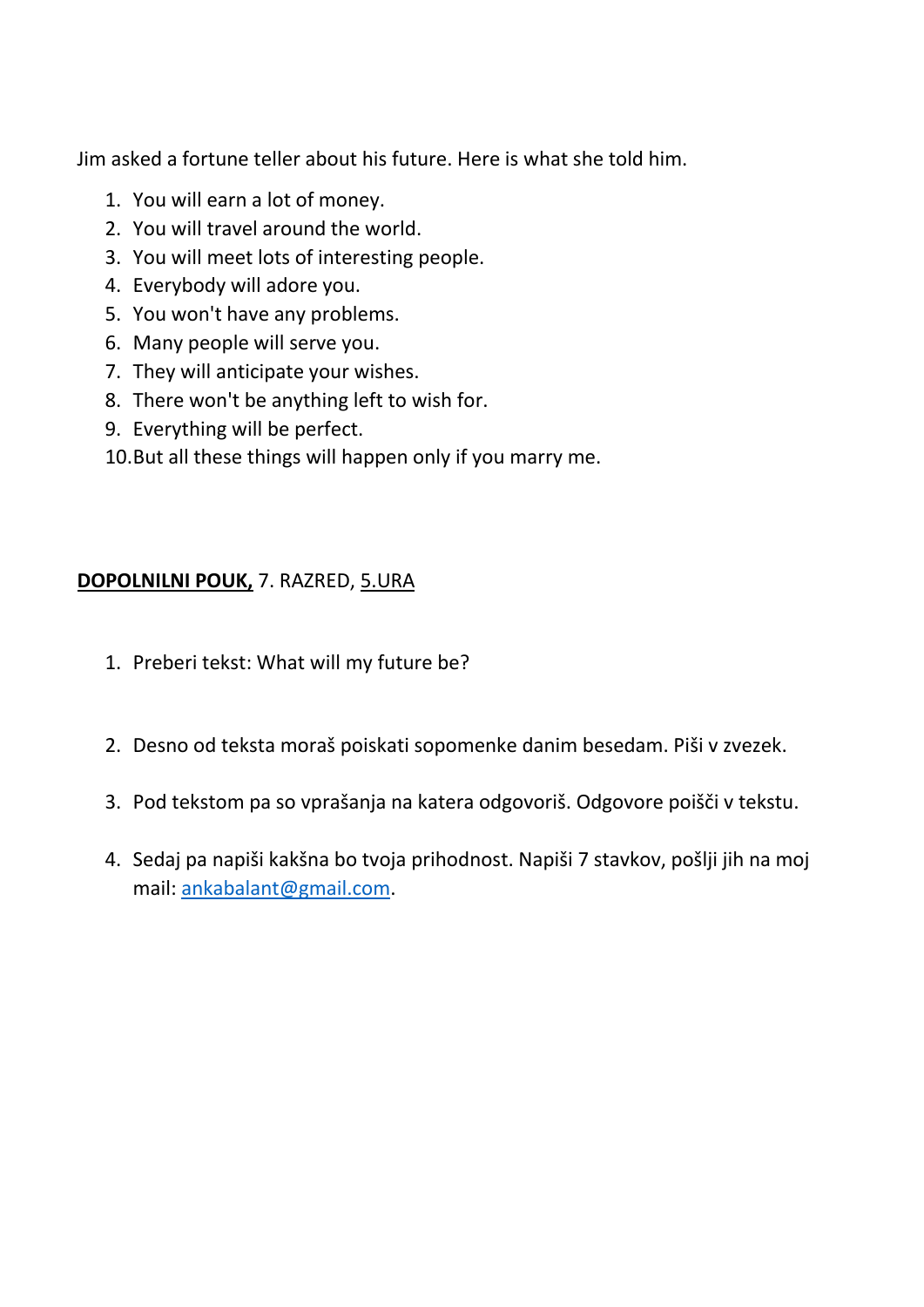Jim asked a fortune teller about his future. Here is what she told him.

1. You will earn a lot of money.
2. You will travel around the world.
3. You will meet lots of interesting people.
4. Everybody will adore you.
5. You won't have any problems.
6. Many people will serve you.
7. They will anticipate your wishes.
8. There won't be anything left to wish for.
9. Everything will be perfect.
10. But all these things will happen only if you marry me.

**DOPOLNILNI POUK,** 7. RAZRED, 5.URA

1. Preberi tekst: What will my future be?
2. Desno od teksta moraš poiskati sopomenke danim besedam. Piši v zvezek.
3. Pod tekstom pa so vprašanja na katera odgovoriš. Odgovore poišči v tekstu.
4. Sedaj pa napiši kakšna bo tvoja prihodnost. Napiši 7 stavkov, pošlji jih na moj mail: ankabalant@gmail.com.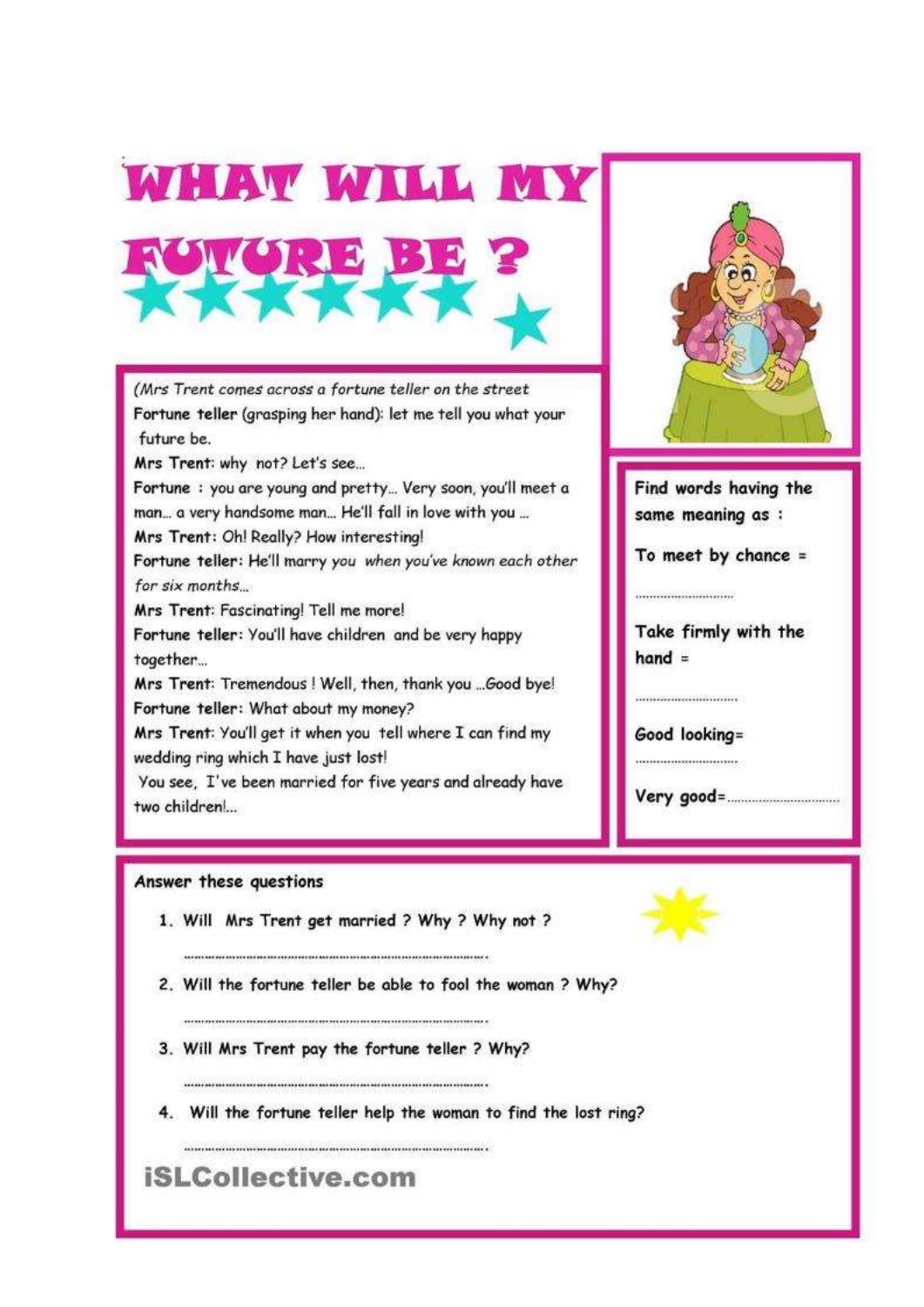# WHAT WILL MY FUTURE BE ?

*(Mrs Trent comes across a fortune teller on the street*

**Fortune teller** (grasping her hand): let me tell you what your future be.

**Mrs Trent**: why not? Let's see...

**Fortune** : you are young and pretty... Very soon, you'll meet a man... a very handsome man... He'll fall in love with you ...

**Mrs Trent**: Oh! Really? How interesting!

**Fortune teller**: He'll marry *you when you've known each other for six months...*

**Mrs Trent**: Fascinating! Tell me more!

**Fortune teller**: You'll have children and be very happy together...

**Mrs Trent**: Tremendous ! Well, then, thank you ...Good bye!

**Fortune teller**: What about my money?

**Mrs Trent**: You'll get it when you tell where I can find my wedding ring which I have just lost!
You see, I've been married for five years and already have two children!...

**Find words having the same meaning as :**

**To meet by chance =** ..........................

**Take firmly with the hand =** ..........................

**Good looking=** ..........................

**Very good=**..........................

**Answer these questions**

1. Will Mrs Trent get married ? Why ? Why not ?
   ..........................................................................
2. Will the fortune teller be able to fool the woman ? Why?
   ..........................................................................
3. Will Mrs Trent pay the fortune teller ? Why?
   ..........................................................................
4. Will the fortune teller help the woman to find the lost ring?
   ..........................................................................

iSLCollective.com